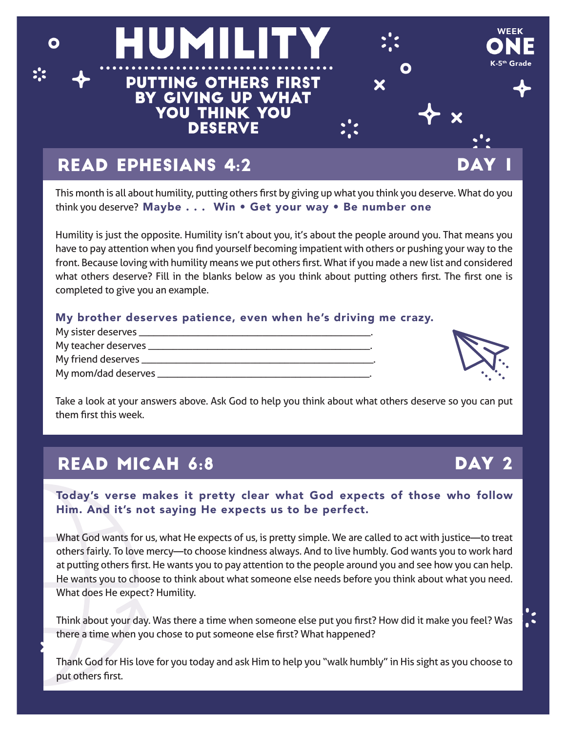# HUMILITY

**PUTTING OTHERS FIRST BY GIVING UP WHAT YOU THINK YOU DESERVE**

WEEK ONE
K-5th Grade

## READ EPHESIANS 4:2 — DAY 1

This month is all about humility, putting others first by giving up what you think you deserve. What do you think you deserve? **Maybe . . . Win • Get your way • Be number one**

Humility is just the opposite. Humility isn't about you, it's about the people around you. That means you have to pay attention when you find yourself becoming impatient with others or pushing your way to the front. Because loving with humility means we put others first. What if you made a new list and considered what others deserve? Fill in the blanks below as you think about putting others first. The first one is completed to give you an example.

**My brother deserves patience, even when he's driving me crazy.**

My sister deserves ___________________________________________.

My teacher deserves __________________________________________.

My friend deserves ___________________________________________.

My mom/dad deserves _________________________________________.

Take a look at your answers above. Ask God to help you think about what others deserve so you can put them first this week.

## READ MICAH 6:8 — DAY 2

**Today's verse makes it pretty clear what God expects of those who follow Him. And it's not saying He expects us to be perfect.**

What God wants for us, what He expects of us, is pretty simple. We are called to act with justice—to treat others fairly. To love mercy—to choose kindness always. And to live humbly. God wants you to work hard at putting others first. He wants you to pay attention to the people around you and see how you can help. He wants you to choose to think about what someone else needs before you think about what you need. What does He expect? Humility.

Think about your day. Was there a time when someone else put you first? How did it make you feel? Was there a time when you chose to put someone else first? What happened?

Thank God for His love for you today and ask Him to help you "walk humbly" in His sight as you choose to put others first.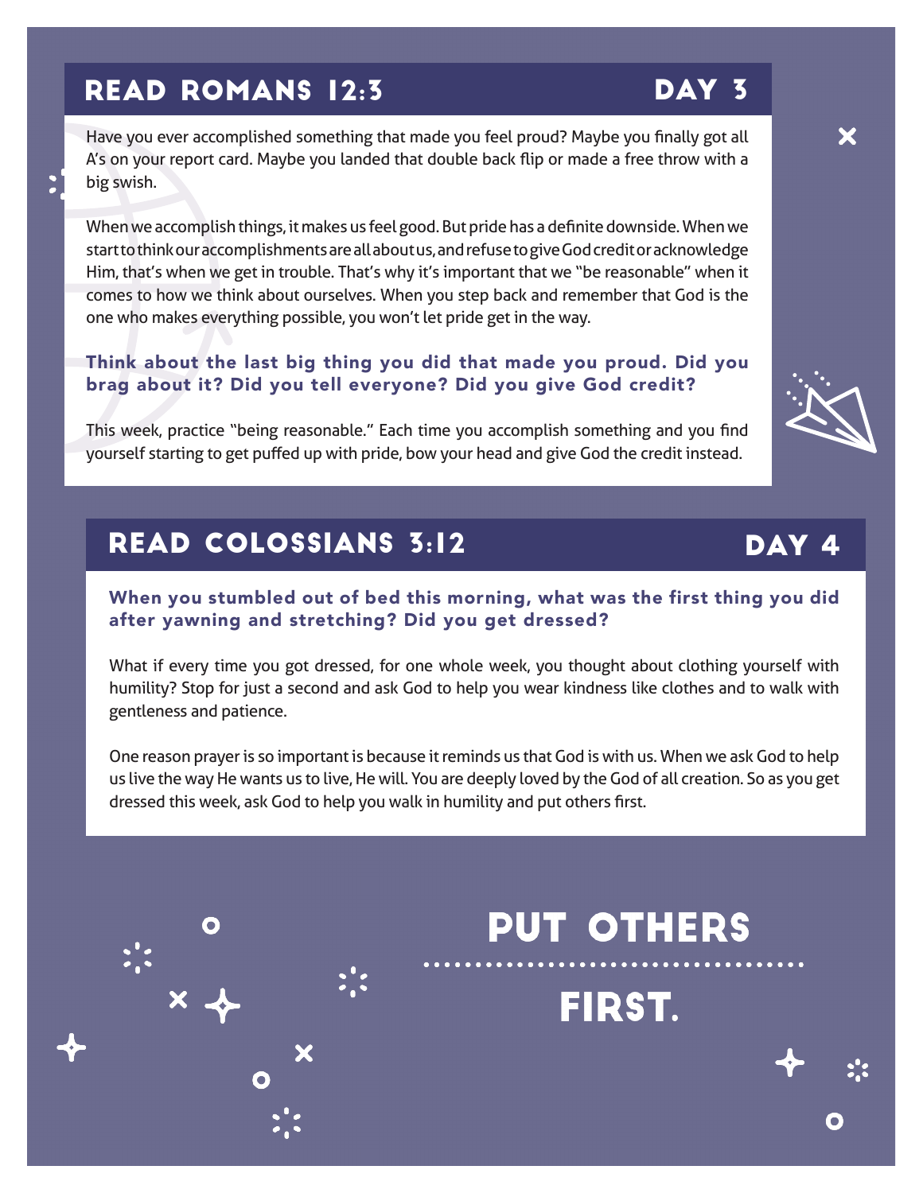## READ ROMANS 12:3 — DAY 3

Have you ever accomplished something that made you feel proud? Maybe you finally got all A's on your report card. Maybe you landed that double back flip or made a free throw with a big swish.

When we accomplish things, it makes us feel good. But pride has a definite downside. When we start to think our accomplishments are all about us, and refuse to give God credit or acknowledge Him, that's when we get in trouble. That's why it's important that we "be reasonable" when it comes to how we think about ourselves. When you step back and remember that God is the one who makes everything possible, you won't let pride get in the way.

**Think about the last big thing you did that made you proud. Did you brag about it? Did you tell everyone? Did you give God credit?**

This week, practice "being reasonable." Each time you accomplish something and you find yourself starting to get puffed up with pride, bow your head and give God the credit instead.

## READ COLOSSIANS 3:12 — DAY 4

**When you stumbled out of bed this morning, what was the first thing you did after yawning and stretching? Did you get dressed?**

What if every time you got dressed, for one whole week, you thought about clothing yourself with humility? Stop for just a second and ask God to help you wear kindness like clothes and to walk with gentleness and patience.

One reason prayer is so important is because it reminds us that God is with us. When we ask God to help us live the way He wants us to live, He will. You are deeply loved by the God of all creation. So as you get dressed this week, ask God to help you walk in humility and put others first.

# PUT OTHERS FIRST.